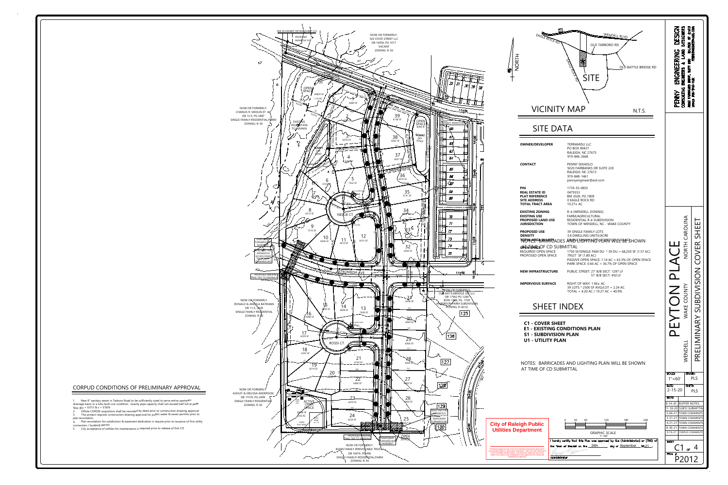# PEYTON PLACE

WENDELL — WAKE COUNTY — NORTH CAROLINA

## PRELIMINARY SUBDIVISION COVER SHEET

**PENNY ENGINEERING DESIGN**
CONSULTING ENGINEERS & LAND DESIGNERS
9220 FAIRBANKS DRIVE, SUITE 220 RALEIGH, NC 27613
OFFICE: 919-848-1461 PENNYENGINEER@AOL.COM

## VICINITY MAP

N.T.S.

## SITE DATA

| | |
|---|---|
| **OWNER/DEVELOPER** | TERRAMISU LLC<br>PO BOX 90427<br>RALEIGH, NC 27675<br>919-846-2668 |
| **CONTACT** | PENNY SEKADLO<br>9220 FAIRBANKS DR SUITE 220<br>RALEIGH, NC 27613<br>919-848-1461<br>pennyengineer@aol.com |
| **PIN** | 1774-55-0855 |
| **REAL ESTATE ID** | 0479353 |
| **PLAT REFERENCE** | BM 2020, PG 1809 |
| **SITE ADDRESS** | 0 EAGLE ROCK RD |
| **TOTAL TRACT AREA** | 10.27± AC |
| **EXISTING ZONING** | R-4 (WENDELL ZONING) |
| **EXISTING USE** | FARM/AGRICULTURAL |
| **PROPOSED LAND USE** | RESIDENTIAL R-4 SUBDIVISION |
| **JURISDICTION** | TOWN OF WENDELL, NC - WAKE COUNTY |
| **PROPOSED USE** | 39 SINGLE FAMILY LOTS |
| **DENSITY** | 3.8 DWELLING UNITS/ACRE |
| **TOTAL AREA IN LOTS** | 6.51 AC |
| **OPEN SPACE** | |
| REQUIRED OPEN SPACE | 1750 SF/SINGLE FAM DU * 39 DU = 68,250 SF (1.57 AC) |
| PROPOSED OPEN SPACE | 79527 SF (1.80 AC)<br>PASSIVE OPEN SPACE: 1.14 AC = 63.3% OF OPEN SPACE<br>PARK SPACE: 0.66 AC = 36.7% OF OPEN SPACE |
| **NEW INFRASTRUCTURE** | PUBLIC STREET: 27' B/B SECT: 1297 LF<br>51' B/B SECT: 450 LF |
| **IMPERVIOUS SURFACE** | RIGHT OF WAY: 1.96± AC<br>39 LOTS * 2500 SF AVG/LOT = 2.24 AC<br>TOTAL = 4.20 AC / 10.27 AC = 40.9% |

## SHEET INDEX

- **C1 - COVER SHEET**
- **E1 - EXISTING CONDITIONS PLAN**
- **S1 - SUBDIVISION PLAN**
- **U1 - UTILITY PLAN**

NOTES: BARRICADES AND LIGHTING PLAN WILL BE SHOWN AT TIME OF CD SUBMITTAL

## CORPUD CONDITIONS OF PRELIMINARY APPROVAL

1. New 8" sanitary sewer in Tarboro Road to be sufficiently sized to serve entire upstream drainage basin in a fully built-out condition. Gravity pipe capacity shall not exceed half full at peak flow @n = 0.013 & s = 0.50%
2. Offsite CORSSE acquisition shall be recorded by deed prior to construction drawing approval
3. This project requires construction drawing approval for public water & sewer permits prior to plat recordation
4. Plat recordation for subdivision & easement dedication is require prior to issuance of first utility connection / building permit
5. City acceptance of utilities for maintenance is required prior to release of first CO

**City of Raleigh Public Utilities Department**

GRAPHIC SCALE 1" = 60'

I hereby certify that this Plan was approved by the (Administrator) or (TRC) of the Town of Wendell on this 26th day of September 20 21.

Administrator

| | |
|---|---|
| SCALE | 1"=60' |
| DRAWN | PLS |
| DATE | 2-15-20 |
| CHK'D | PLS |

| REVISIONS | |
|---|---|
| 8-14-20 | BUFFER NOTES |
| 11-18-20 | SUB'D SUBMITTAL |
| 3-04-21 | TOWN COMMENTS |
| 3-31-21 | TOWN COMMENTS |
| 4-21-21 | TOWN COMMENTS |
| 8-30-21 | TOWN COMMENTS |
| 9-16-21 | CORPUD COMMENTS |

SHEET C1 of 4

PROJ. # P2012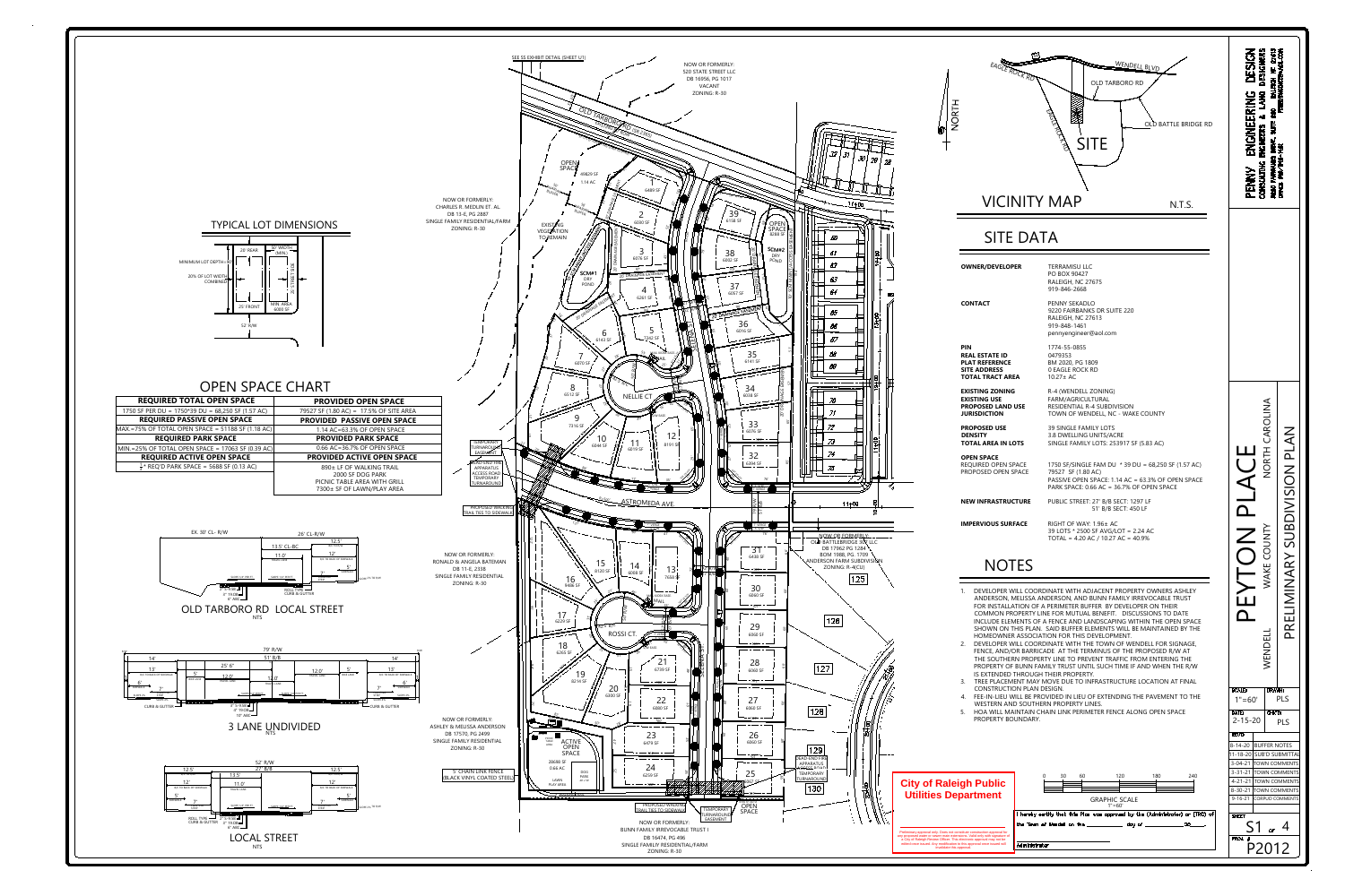# PEYTON PLACE

WENDELL — WAKE COUNTY — NORTH CAROLINA

PRELIMINARY SUBDIVISION PLAN

PENNY ENGINEERING DESIGN
CONSULTING ENGINEERS & LAND DESIGNERS
9220 FAIRBANKS DRIVE, SUITE 220 RALEIGH, NC 27613
OFFICE: 919/848-1461 PENNYENGINEER@AOL.COM

## VICINITY MAP

N.T.S.

EAGLE ROCK RD — WENDELL BLVD — OLD TARBORO RD — OLD BATTLE BRIDGE RD — SITE

NORTH

## SITE DATA

| | |
|---|---|
| **OWNER/DEVELOPER** | TERRAMISU LLC<br>PO BOX 90427<br>RALEIGH, NC 27675<br>919-846-2668 |
| **CONTACT** | PENNY SEKADLO<br>9220 FAIRBANKS DR SUITE 220<br>RALEIGH, NC 27613<br>919-848-1461<br>pennyengineer@aol.com |
| **PIN** | 1774-55-0855 |
| **REAL ESTATE ID** | 0479353 |
| **PLAT REFERENCE** | BM 2020, PG 1809 |
| **SITE ADDRESS** | 0 EAGLE ROCK RD |
| **TOTAL TRACT AREA** | 10.27± AC |
| **EXISTING ZONING** | R-4 (WENDELL ZONING) |
| **EXISTING USE** | FARM/AGRICULTURAL |
| **PROPOSED LAND USE** | RESIDENTIAL R-4 SUBDIVISION |
| **JURISDICTION** | TOWN OF WENDELL, NC - WAKE COUNTY |
| **PROPOSED USE** | 39 SINGLE FAMILY LOTS |
| **DENSITY** | 3.8 DWELLING UNITS/ACRE |
| **TOTAL AREA IN LOTS** | SINGLE FAMILY LOTS: 253917 SF (5.83 AC) |
| **OPEN SPACE**<br>REQUIRED OPEN SPACE<br>PROPOSED OPEN SPACE | <br>1750 SF/SINGLE FAM DU * 39 DU = 68,250 SF (1.57 AC)<br>79527 SF (1.80 AC)<br>PASSIVE OPEN SPACE: 1.14 AC = 63.3% OF OPEN SPACE<br>PARK SPACE: 0.66 AC = 36.7% OF OPEN SPACE |
| **NEW INFRASTRUCTURE** | PUBLIC STREET: 27' B/B SECT: 1297 LF<br>51' B/B SECT: 450 LF |
| **IMPERVIOUS SURFACE** | RIGHT OF WAY: 1.96± AC<br>39 LOTS * 2500 SF AVG/LOT = 2.24 AC<br>TOTAL = 4.20 AC / 10.27 AC = 40.9% |

## NOTES

1. DEVELOPER WILL COORDINATE WITH ADJACENT PROPERTY OWNERS ASHLEY ANDERSON, MELISSA ANDERSON, AND BUNN FAMILY IRREVOCABLE TRUST FOR INSTALLATION OF A PERIMETER BUFFER BY DEVELOPER ON THEIR COMMON PROPERTY LINE FOR MUTUAL BENEFIT. DISCUSSIONS TO DATE INCLUDE ELEMENTS OF A FENCE AND LANDSCAPING WITHIN THE OPEN SPACE SHOWN ON THIS PLAN. SAID BUFFER ELEMENTS WILL BE MAINTAINED BY THE HOMEOWNER ASSOCIATION FOR THIS DEVELOPMENT.
2. DEVELOPER WILL COORDINATE WITH THE TOWN OF WENDELL FOR SIGNAGE, FENCE, AND/OR BARRICADE AT THE TERMINUS OF THE PROPOSED R/W AT THE SOUTHERN PROPERTY LINE TO PREVENT TRAFFIC FROM ENTERING THE PROPERTY OF BUNN FAMILY TRUST UNTIL SUCH TIME IF AND WHEN THE R/W IS EXTENDED THROUGH THEIR PROPERTY.
3. TREE PLACEMENT MAY MOVE DUE TO INFRASTRUCTURE LOCATION AT FINAL CONSTRUCTION PLAN DESIGN.
4. FEE-IN-LIEU WILL BE PROVIDED IN LIEU OF EXTENDING THE PAVEMENT TO THE WESTERN AND SOUTHERN PROPERTY LINES.
5. HOA WILL MAINTAIN CHAIN LINK PERIMETER FENCE ALONG OPEN SPACE PROPERTY BOUNDARY.

## TYPICAL LOT DIMENSIONS

MINIMUM LOT DEPTH=(?) — 20' REAR — 50' WIDTH (MIN) — 20% OF LOT WIDTH COMBINED — 20' FRONT — MIN AREA 6000 SF — 20' STREET SIDE — 52' R/W

## OPEN SPACE CHART

| REQUIRED TOTAL OPEN SPACE | PROVIDED OPEN SPACE |
|---|---|
| 1750 SF PER DU = 1750*39 DU = 68,250 SF (1.57 AC) | 79527 SF (1.80 AC) = 17.5% OF SITE AREA |
| **REQUIRED PASSIVE OPEN SPACE** | **PROVIDED PASSIVE OPEN SPACE** |
| MAX.=75% OF TOTAL OPEN SPACE = 51188 SF (1.18 AC) | 1.14 AC=63.3% OF OPEN SPACE |
| **REQUIRED PARK SPACE** | **PROVIDED PARK SPACE** |
| MIN.=25% OF TOTAL OPEN SPACE = 17063 SF (0.39 AC) | 0.66 AC=36.7% OF OPEN SPACE |
| **REQUIRED ACTIVE OPEN SPACE** | **PROVIDED ACTIVE OPEN SPACE** |
| ⅓* REQ'D PARK SPACE = 5688 SF (0.13 AC) | 890± LF OF WALKING TRAIL<br>2000 SF DOG PARK<br>PICNIC TABLE AREA WITH GRILL<br>7300± SF OF LAWN/PLAY AREA |

## OLD TARBORO RD LOCAL STREET

NTS

EX. 30' CL- R/W — 26' CL-R/W — 13.5' CL-BC — 11.0' — 12.5' — 12' — 5' — 7' — REG. TYPE CURB & GUTTER

## 3 LANE UNDIVIDED

NTS

79' R/W — 51' B/B — 14' — 13' — 25' 6" — 12.0' — 5' — 12.0' — 6' — 7' — CURB & GUTTER

## LOCAL STREET

NTS

52' R/W — 27' B/B — 12.5' — 13.5' — 11.0' — 12' — 5' — 7' — REG. TYPE CURB & GUTTER

NOW OR FORMERLY: 520 STATE STREET LLC, DB 16956, PG 1017, VACANT, ZONING: R-30

NOW OR FORMERLY: CHARLES R. MEDLIN ET. AL., DB 11-E, PG 2887, SINGLE FAMILY RESIDENTIAL/FARM, ZONING: R-30

NOW OR FORMERLY: RONALD & ANGELA BATEMAN, DB 11-E, 2338, SINGLE FAMILY RESIDENTIAL, ZONING: R-30

NOW OR FORMERLY: ASHLEY & MELISSA ANDERSON, DB 17570, PG 2499, SINGLE FAMILY RESIDENTIAL, ZONING: R-30

NOW OR FORMERLY: OLD BATTLEBRIDGE 302 LLC, DB 17962 PG 1284, BOM 1988, PG 1709, ANDERSON FARM SUBDIVISION, ZONING: R-4(CU)

NOW OR FORMERLY: BUNN FAMILY IRREVOCABLE TRUST I, DB 16474, PG 496, SINGLE FAMILY RESIDENTIAL/FARM, ZONING: R-30

SEE S5 EXHIBIT DETAIL (SHEET U1)

OLD TARBORO RD — NELLIE CT — ASTROMEDA AVE — ROSSI CT.

SCM#1 DRY POND — SCM#2 DRY POND — EXISTING VEGETATION TO REMAIN — TEMPORARY TURNAROUND EASEMENT — TEMPORARY TURNAROUND — PROPOSED WALKING TRAIL TIES TO SIDEWALK — ACTIVE OPEN SPACE 28686 SF 0.66 AC — DOG PARK — LAWN PLAY AREA — 5' CHAIN LINK FENCE (BLACK VINYL COATED STEEL) — OPEN SPACE — DEAD END/TURN APPARATUS

OPEN SPACE 49829 SF 1.14 AC — OPEN SPACE 1 — OPEN SPACE 2

Lots: 1 6489 SF; 2 6080 SF; 3 6076 SF; 4 6261 SF; 5 7262 SF; 6 6143 SF; 7 6870 SF; 8 6512 SF; 9 7316 SF; 10 6844 SF; 11 6019 SF; 12 8191 SF; 13 7690 SF; 14 6068 SF; 15 6120 SF; 16 9406 SF; 17 6229 SF; 18 6265 SF; 19 8214 SF; 20 6300 SF; 21 6739 SF; 22 6800 SF; 23 6479 SF; 24 6259 SF; 25; 26 6060 SF; 27 6060 SF; 28 6060 SF; 29 6060 SF; 30 6060 SF; 31 6438 SF; 32 6394 SF; 33 6076 SF; 34 6038 SF; 35 6141 SF; 36 6016 SF; 37 6057 SF; 38 6082 SF; 39 6158 SF

125 — 126 — 127 — 128 — 129 — 130

GRAPHIC SCALE 1"=60'
0 30 60 120 180 240

**City of Raleigh Public Utilities Department**

I hereby certify that this Plan was approved by the (Administrator) or (TRC) of the Town of Wendell on the ______ day of __________ 20____.

Administrator

| ISSUED | DRAWN |
|---|---|
| 1"=60' | PLS |
| **DATE** | **CHK'D** |
| 2-15-20 | PLS |

| REVS | |
|---|---|
| 8-14-20 | BUFFER NOTES |
| 11-18-20 | SUBD SUBMITTAL |
| 3-04-21 | TOWN COMMENTS |
| 3-31-21 | TOWN COMMENTS |
| 4-21-21 | TOWN COMMENTS |
| 8-30-21 | TOWN COMMENTS |
| 9-16-21 | CORPUD COMMENTS |

SHEET S1 of 4

PROJ. # P2012